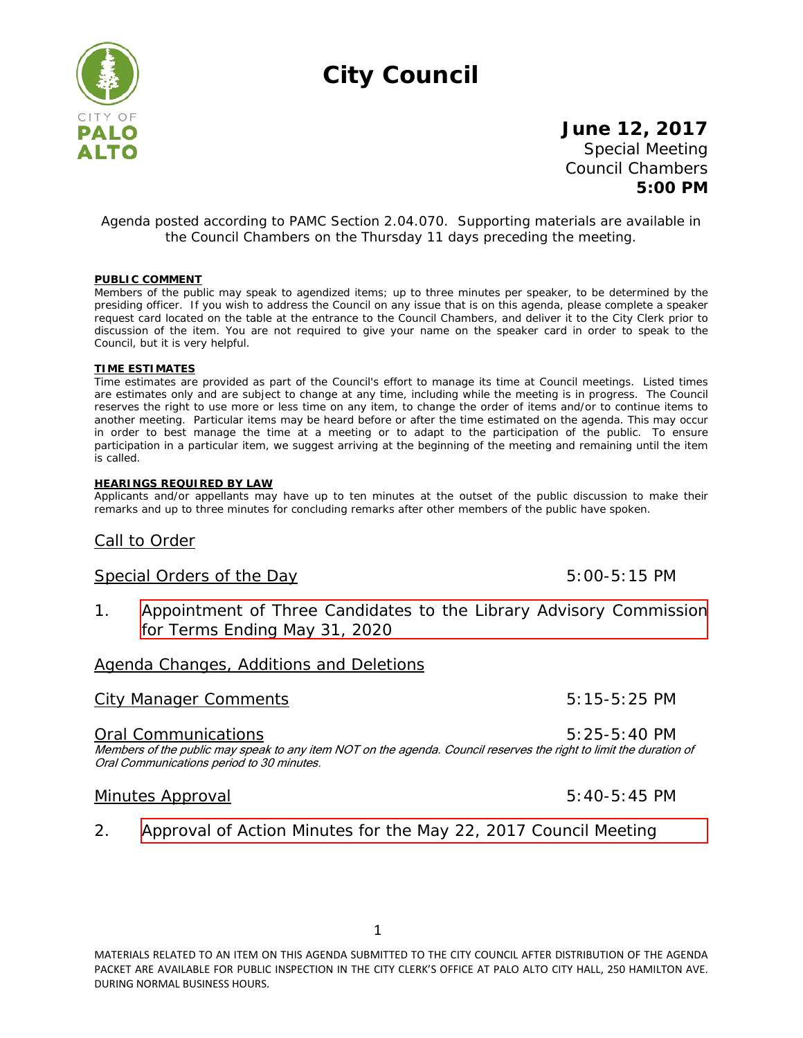# City Council

CITY OF **PALO ALTO**

**June 12, 2017**
Special Meeting
Council Chambers
**5:00 PM**

Agenda posted according to PAMC Section 2.04.070. Supporting materials are available in the Council Chambers on the Thursday 11 days preceding the meeting.

**PUBLIC COMMENT**
Members of the public may speak to agendized items; up to three minutes per speaker, to be determined by the presiding officer. If you wish to address the Council on any issue that is on this agenda, please complete a speaker request card located on the table at the entrance to the Council Chambers, and deliver it to the City Clerk prior to discussion of the item. You are not required to give your name on the speaker card in order to speak to the Council, but it is very helpful.

**TIME ESTIMATES**
Time estimates are provided as part of the Council's effort to manage its time at Council meetings. Listed times are estimates only and are subject to change at any time, including while the meeting is in progress. The Council reserves the right to use more or less time on any item, to change the order of items and/or to continue items to another meeting. Particular items may be heard before or after the time estimated on the agenda. This may occur in order to best manage the time at a meeting or to adapt to the participation of the public. To ensure participation in a particular item, we suggest arriving at the beginning of the meeting and remaining until the item is called.

**HEARINGS REQUIRED BY LAW**
Applicants and/or appellants may have up to ten minutes at the outset of the public discussion to make their remarks and up to three minutes for concluding remarks after other members of the public have spoken.

## Call to Order

## Special Orders of the Day 5:00-5:15 PM

1. Appointment of Three Candidates to the Library Advisory Commission for Terms Ending May 31, 2020

## Agenda Changes, Additions and Deletions

## City Manager Comments 5:15-5:25 PM

## Oral Communications 5:25-5:40 PM

*Members of the public may speak to any item NOT on the agenda. Council reserves the right to limit the duration of Oral Communications period to 30 minutes.*

## Minutes Approval 5:40-5:45 PM

2. Approval of Action Minutes for the May 22, 2017 Council Meeting

MATERIALS RELATED TO AN ITEM ON THIS AGENDA SUBMITTED TO THE CITY COUNCIL AFTER DISTRIBUTION OF THE AGENDA PACKET ARE AVAILABLE FOR PUBLIC INSPECTION IN THE CITY CLERK'S OFFICE AT PALO ALTO CITY HALL, 250 HAMILTON AVE. DURING NORMAL BUSINESS HOURS.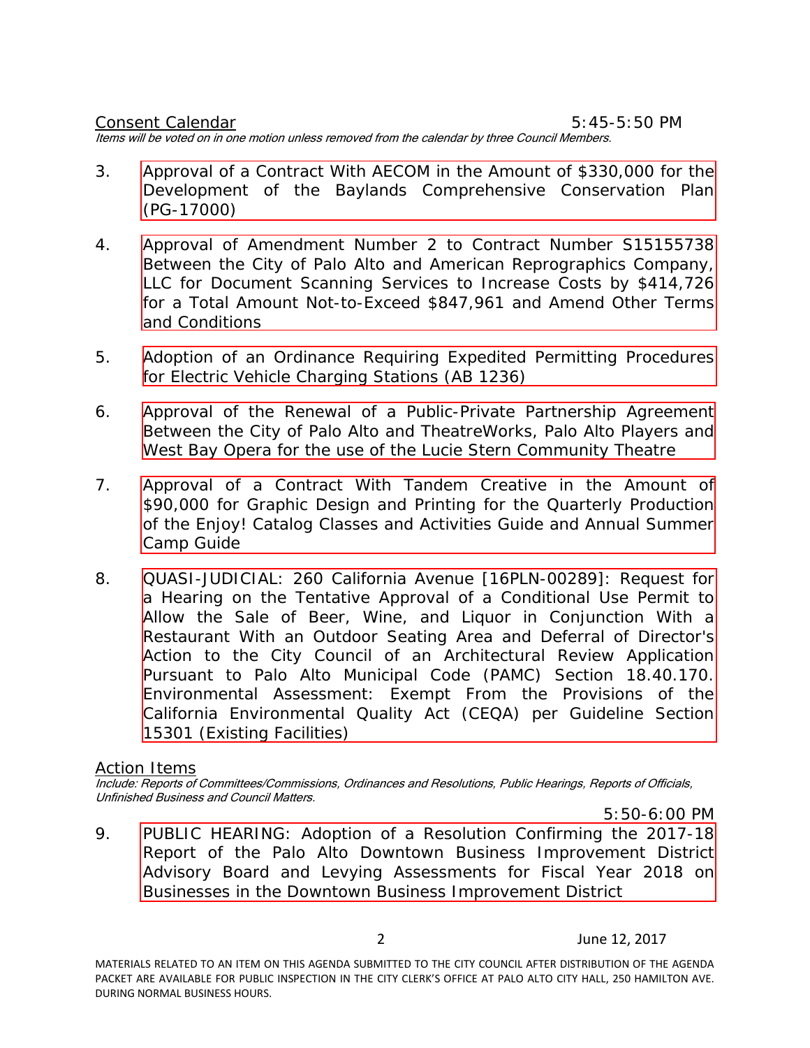## Consent Calendar 5:45-5:50 PM

*Items will be voted on in one motion unless removed from the calendar by three Council Members.*

3. Approval of a Contract With AECOM in the Amount of $330,000 for the Development of the Baylands Comprehensive Conservation Plan (PG-17000)

4. Approval of Amendment Number 2 to Contract Number S15155738 Between the City of Palo Alto and American Reprographics Company, LLC for Document Scanning Services to Increase Costs by $414,726 for a Total Amount Not-to-Exceed $847,961 and Amend Other Terms and Conditions

5. Adoption of an Ordinance Requiring Expedited Permitting Procedures for Electric Vehicle Charging Stations (AB 1236)

6. Approval of the Renewal of a Public-Private Partnership Agreement Between the City of Palo Alto and TheatreWorks, Palo Alto Players and West Bay Opera for the use of the Lucie Stern Community Theatre

7. Approval of a Contract With Tandem Creative in the Amount of $90,000 for Graphic Design and Printing for the Quarterly Production of the Enjoy! Catalog Classes and Activities Guide and Annual Summer Camp Guide

8. QUASI-JUDICIAL: 260 California Avenue [16PLN-00289]: Request for a Hearing on the Tentative Approval of a Conditional Use Permit to Allow the Sale of Beer, Wine, and Liquor in Conjunction With a Restaurant With an Outdoor Seating Area and Deferral of Director's Action to the City Council of an Architectural Review Application Pursuant to Palo Alto Municipal Code (PAMC) Section 18.40.170. Environmental Assessment: Exempt From the Provisions of the California Environmental Quality Act (CEQA) per Guideline Section 15301 (Existing Facilities)

## Action Items

*Include: Reports of Committees/Commissions, Ordinances and Resolutions, Public Hearings, Reports of Officials, Unfinished Business and Council Matters.*

5:50-6:00 PM

9. PUBLIC HEARING: Adoption of a Resolution Confirming the 2017-18 Report of the Palo Alto Downtown Business Improvement District Advisory Board and Levying Assessments for Fiscal Year 2018 on Businesses in the Downtown Business Improvement District

June 12, 2017

MATERIALS RELATED TO AN ITEM ON THIS AGENDA SUBMITTED TO THE CITY COUNCIL AFTER DISTRIBUTION OF THE AGENDA PACKET ARE AVAILABLE FOR PUBLIC INSPECTION IN THE CITY CLERK'S OFFICE AT PALO ALTO CITY HALL, 250 HAMILTON AVE. DURING NORMAL BUSINESS HOURS.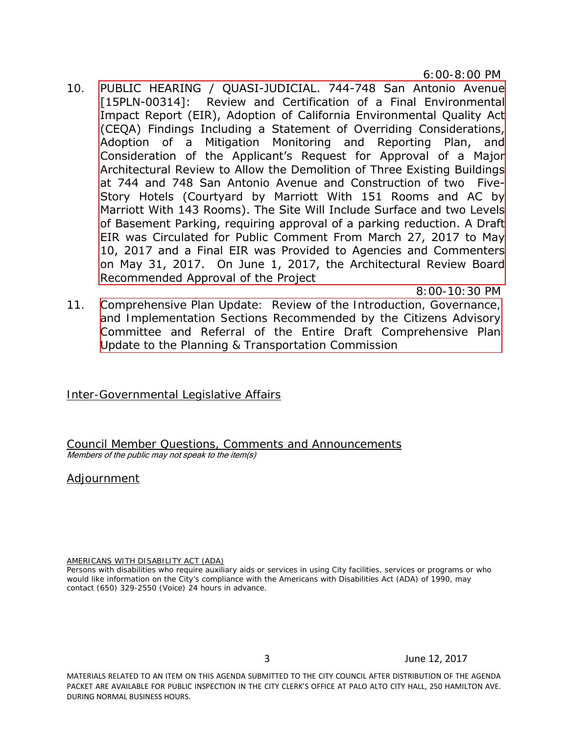6:00-8:00 PM

10. PUBLIC HEARING / QUASI-JUDICIAL. 744-748 San Antonio Avenue [15PLN-00314]: Review and Certification of a Final Environmental Impact Report (EIR), Adoption of California Environmental Quality Act (CEQA) Findings Including a Statement of Overriding Considerations, Adoption of a Mitigation Monitoring and Reporting Plan, and Consideration of the Applicant's Request for Approval of a Major Architectural Review to Allow the Demolition of Three Existing Buildings at 744 and 748 San Antonio Avenue and Construction of two Five-Story Hotels (Courtyard by Marriott With 151 Rooms and AC by Marriott With 143 Rooms). The Site Will Include Surface and two Levels of Basement Parking, requiring approval of a parking reduction. A Draft EIR was Circulated for Public Comment From March 27, 2017 to May 10, 2017 and a Final EIR was Provided to Agencies and Commenters on May 31, 2017. On June 1, 2017, the Architectural Review Board Recommended Approval of the Project

8:00-10:30 PM

11. Comprehensive Plan Update: Review of the Introduction, Governance, and Implementation Sections Recommended by the Citizens Advisory Committee and Referral of the Entire Draft Comprehensive Plan Update to the Planning & Transportation Commission

## Inter-Governmental Legislative Affairs

## Council Member Questions, Comments and Announcements

*Members of the public may not speak to the item(s)*

## Adjournment

AMERICANS WITH DISABILITY ACT (ADA)

Persons with disabilities who require auxiliary aids or services in using City facilities, services or programs or who would like information on the City's compliance with the Americans with Disabilities Act (ADA) of 1990, may contact (650) 329-2550 (Voice) 24 hours in advance.

MATERIALS RELATED TO AN ITEM ON THIS AGENDA SUBMITTED TO THE CITY COUNCIL AFTER DISTRIBUTION OF THE AGENDA PACKET ARE AVAILABLE FOR PUBLIC INSPECTION IN THE CITY CLERK'S OFFICE AT PALO ALTO CITY HALL, 250 HAMILTON AVE. DURING NORMAL BUSINESS HOURS.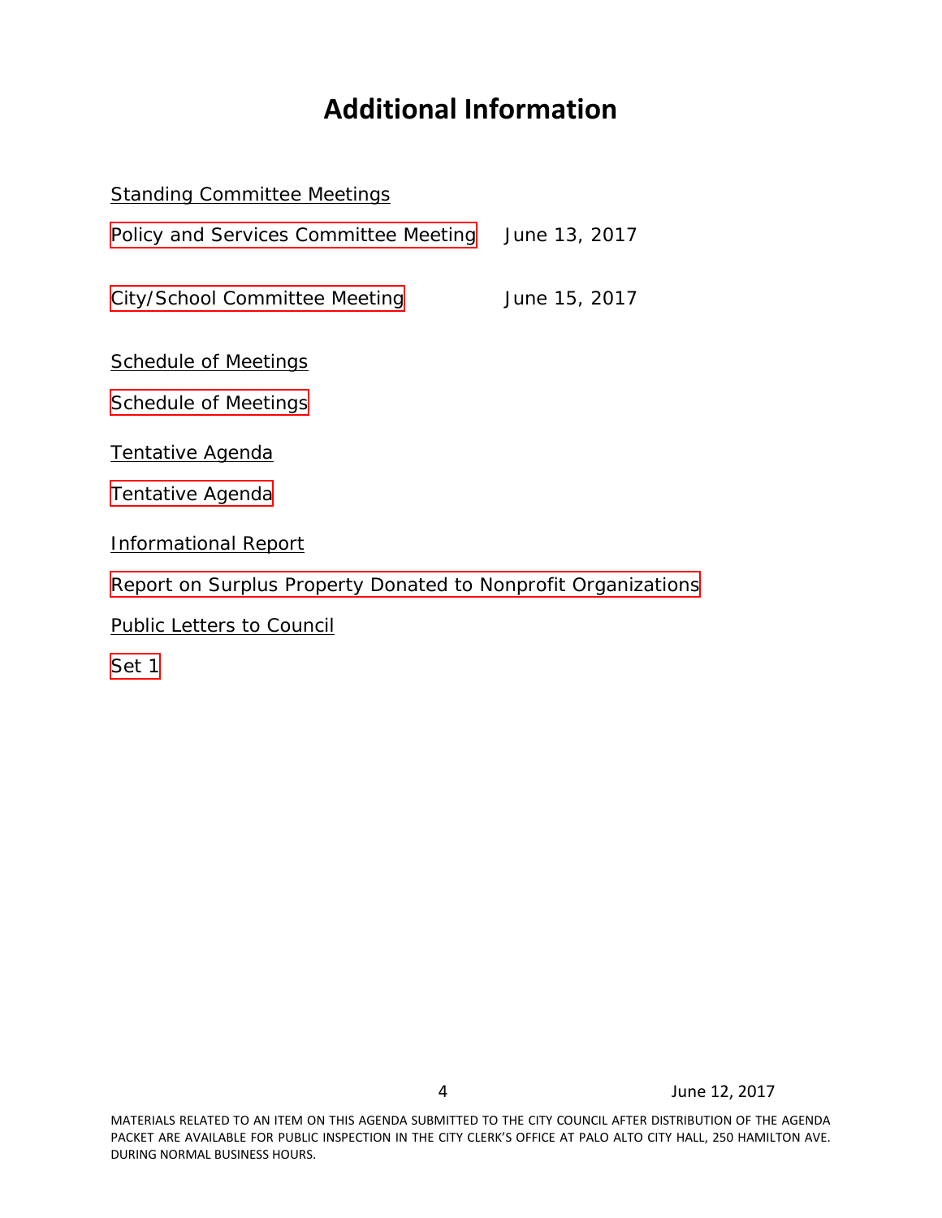# Additional Information

Standing Committee Meetings

Policy and Services Committee Meeting June 13, 2017

City/School Committee Meeting June 15, 2017

Schedule of Meetings

Schedule of Meetings

Tentative Agenda

Tentative Agenda

Informational Report

Report on Surplus Property Donated to Nonprofit Organizations

Public Letters to Council

Set 1

June 12, 2017

MATERIALS RELATED TO AN ITEM ON THIS AGENDA SUBMITTED TO THE CITY COUNCIL AFTER DISTRIBUTION OF THE AGENDA PACKET ARE AVAILABLE FOR PUBLIC INSPECTION IN THE CITY CLERK'S OFFICE AT PALO ALTO CITY HALL, 250 HAMILTON AVE. DURING NORMAL BUSINESS HOURS.